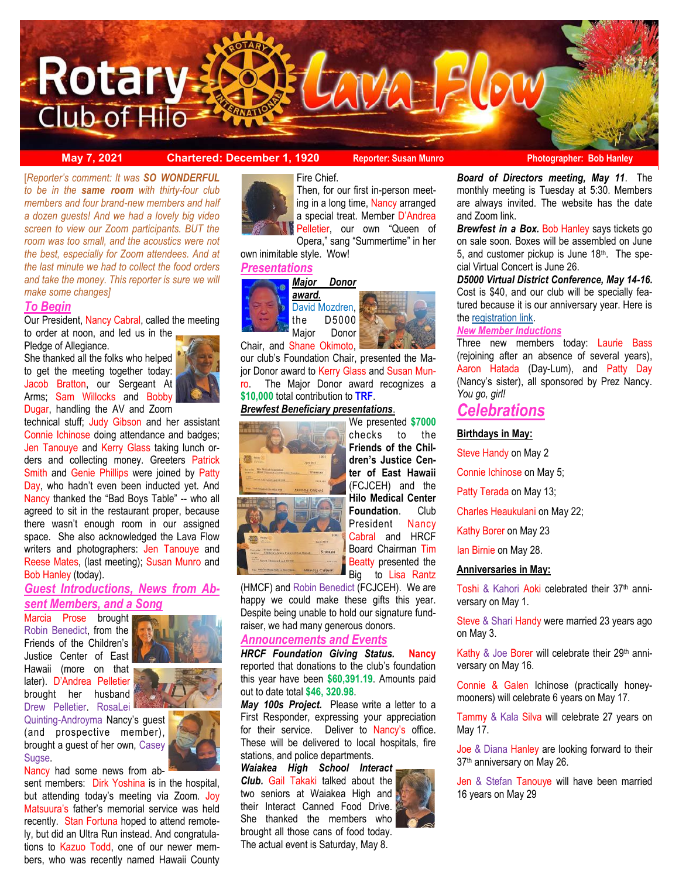# Rotary Club of Hilo Lava Flow

**May 7, 2021** **Chartered: December 1, 1920** **Reporter: Susan Munro** **Photographer: Bob Hanley**

[*Reporter's comment: It was **SO WONDERFUL** to be in the **same room** with thirty-four club members and four brand-new members and half a dozen guests! And we had a lovely big video screen to view our Zoom participants. BUT the room was too small, and the acoustics were not the best, especially for Zoom attendees. And at the last minute we had to collect the food orders and take the money. This reporter is sure we will make some changes*]

## To Begin

Our President, Nancy Cabral, called the meeting to order at noon, and led us in the Pledge of Allegiance.

She thanked all the folks who helped to get the meeting together today: Jacob Bratton, our Sergeant At Arms; Sam Willocks and Bobby Dugar, handling the AV and Zoom technical stuff; Judy Gibson and her assistant Connie Ichinose doing attendance and badges; Jen Tanouye and Kerry Glass taking lunch orders and collecting money. Greeters Patrick Smith and Genie Phillips were joined by Patty Day, who hadn't even been inducted yet. And Nancy thanked the "Bad Boys Table" -- who all agreed to sit in the restaurant proper, because there wasn't enough room in our assigned space. She also acknowledged the Lava Flow writers and photographers: Jen Tanouye and Reese Mates, (last meeting); Susan Munro and Bob Hanley (today).

## Guest Introductions, News from Absent Members, and a Song

Marcia Prose brought Robin Benedict, from the Friends of the Children's Justice Center of East Hawaii (more on that later). D'Andrea Pelletier brought her husband Drew Pelletier. RosaLei Quinting-Androyma Nancy's guest (and prospective member), brought a guest of her own, Casey Sugse.

Nancy had some news from absent members: Dirk Yoshina is in the hospital, but attending today's meeting via Zoom. Joy Matsuura's father's memorial service was held recently. Stan Fortuna hoped to attend remotely, but did an Ultra Run instead. And congratulations to Kazuo Todd, one of our newer members, who was recently named Hawaii County Fire Chief.

Then, for our first in-person meeting in a long time, Nancy arranged a special treat. Member D'Andrea Pelletier, our own "Queen of Opera," sang "Summertime" in her own inimitable style. Wow!

## Presentations

***Major Donor award.*** David Mozdren, the D5000 Major Donor Chair, and Shane Okimoto, our club's Foundation Chair, presented the Major Donor award to Kerry Glass and Susan Munro. The Major Donor award recognizes a **$10,000** total contribution to **TRF**.

***Brewfest Beneficiary presentations***.

We presented **$7000** checks to the **Friends of the Children's Justice Center of East Hawaii** (FCJCEH) and the **Hilo Medical Center Foundation**. Club President Nancy Cabral and HRCF Board Chairman Tim Beatty presented the Big to Lisa Rantz (HMCF) and Robin Benedict (FCJCEH). We are happy we could make these gifts this year. Despite being unable to hold our signature fundraiser, we had many generous donors.

## Announcements and Events

***HRCF Foundation Giving Status.*** Nancy reported that donations to the club's foundation this year have been **$60,391.19**. Amounts paid out to date total **$46, 320.98**.

***May 100s Project.*** Please write a letter to a First Responder, expressing your appreciation for their service. Deliver to Nancy's office. These will be delivered to local hospitals, fire stations, and police departments.

***Waiakea High School Interact Club.*** Gail Takaki talked about the two seniors at Waiakea High and their Interact Canned Food Drive. She thanked the members who brought all those cans of food today. The actual event is Saturday, May 8.

***Board of Directors meeting, May 11***. The monthly meeting is Tuesday at 5:30. Members are always invited. The website has the date and Zoom link.

***Brewfest in a Box.*** Bob Hanley says tickets go on sale soon. Boxes will be assembled on June 5, and customer pickup is June 18th. The special Virtual Concert is June 26.

***D5000 Virtual District Conference, May 14-16.*** Cost is $40, and our club will be specially featured because it is our anniversary year. Here is the registration link.

## New Member Inductions

Three new members today: Laurie Bass (rejoining after an absence of several years), Aaron Hatada (Day-Lum), and Patty Day (Nancy's sister), all sponsored by Prez Nancy. *You go, girl!*

## Celebrations

**Birthdays in May:**

Steve Handy on May 2

Connie Ichinose on May 5;

Patty Terada on May 13;

Charles Heaukulani on May 22;

Kathy Borer on May 23

Ian Birnie on May 28.

**Anniversaries in May:**

Toshi & Kahori Aoki celebrated their 37th anniversary on May 1.

Steve & Shari Handy were married 23 years ago on May 3.

Kathy & Joe Borer will celebrate their 29th anniversary on May 16.

Connie & Galen Ichinose (practically honeymooners) will celebrate 6 years on May 17.

Tammy & Kala Silva will celebrate 27 years on May 17.

Joe & Diana Hanley are looking forward to their 37th anniversary on May 26.

Jen & Stefan Tanouye will have been married 16 years on May 29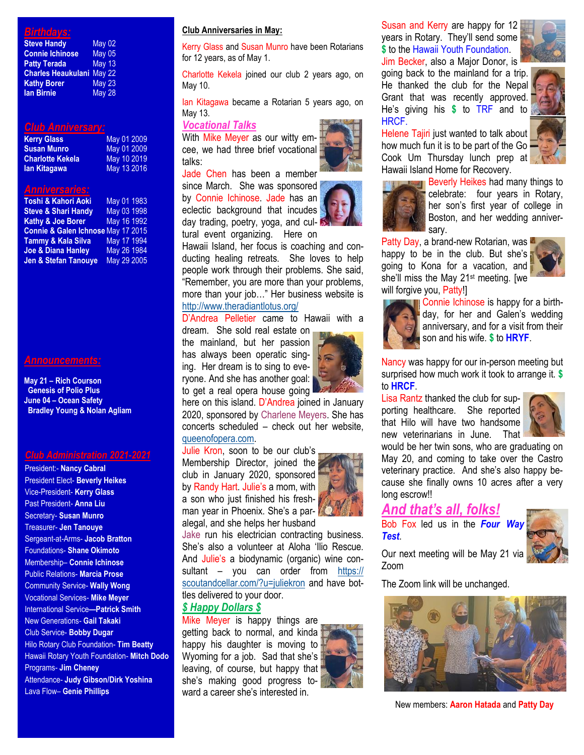## Birthdays:

| | |
|---|---|
| **Steve Handy** | May 02 |
| **Connie Ichinose** | May 05 |
| **Patty Terada** | May 13 |
| **Charles Heaukulani** | May 22 |
| **Kathy Borer** | May 23 |
| **Ian Birnie** | May 28 |

## Club Anniversary:

| | |
|---|---|
| **Kerry Glass** | May 01 2009 |
| **Susan Munro** | May 01 2009 |
| **Charlotte Kekela** | May 10 2019 |
| **Ian Kitagawa** | May 13 2016 |

## Anniversaries:

| | |
|---|---|
| **Toshi & Kahori Aoki** | May 01 1983 |
| **Steve & Shari Handy** | May 03 1998 |
| **Kathy & Joe Borer** | May 16 1992 |
| **Connie & Galen Ichnose** | May 17 2015 |
| **Tammy & Kala Silva** | May 17 1994 |
| **Joe & Diana Hanley** | May 26 1984 |
| **Jen & Stefan Tanouye** | May 29 2005 |

## Announcements:

**May 21 – Rich Courson**
**Genesis of Polio Plus**
**June 04 – Ocean Safety**
**Bradley Young & Nolan Agliam**

## Club Administration 2021-2021

President:- **Nancy Cabral**
President Elect- **Beverly Heikes**
Vice-President- **Kerry Glass**
Past President- **Anna Liu**
Secretary- **Susan Munro**
Treasurer- **Jen Tanouye**
Sergeant-at-Arms- **Jacob Bratton**
Foundations- **Shane Okimoto**
Membership– **Connie Ichinose**
Public Relations- **Marcia Prose**
Community Service- **Wally Wong**
Vocational Services- **Mike Meyer**
International Service—**Patrick Smith**
New Generations- **Gail Takaki**
Club Service- **Bobby Dugar**
Hilo Rotary Club Foundation- **Tim Beatty**
Hawaii Rotary Youth Foundation- **Mitch Dodo**
Programs- **Jim Cheney**
Attendance- **Judy Gibson/Dirk Yoshina**
Lava Flow– **Genie Phillips**

**Club Anniversaries in May:**

Kerry Glass and Susan Munro have been Rotarians for 12 years, as of May 1.

Charlotte Kekela joined our club 2 years ago, on May 10.

Ian Kitagawa became a Rotarian 5 years ago, on May 13.

## Vocational Talks

With Mike Meyer as our witty emcee, we had three brief vocational talks:

Jade Chen has been a member since March. She was sponsored by Connie Ichinose. Jade has an eclectic background that incudes day trading, poetry, yoga, and cultural event organizing. Here on Hawaii Island, her focus is coaching and conducting healing retreats. She loves to help people work through their problems. She said, "Remember, you are more than your problems, more than your job…" Her business website is http://www.theradiantlotus.org/

D'Andrea Pelletier came to Hawaii with a dream. She sold real estate on the mainland, but her passion has always been operatic singing. Her dream is to sing to everyone. And she has another goal: to get a real opera house going here on this island. D'Andrea joined in January 2020, sponsored by Charlene Meyers. She has concerts scheduled – check out her website, queenofopera.com.

Julie Kron, soon to be our club's Membership Director, joined the club in January 2020, sponsored by Randy Hart. Julie's a mom, with a son who just finished his freshman year in Phoenix. She's a paralegal, and she helps her husband Jake run his electrician contracting business. She's also a volunteer at Aloha 'Ilio Rescue. And Julie's a biodynamic (organic) wine consultant – you can order from https://scoutandcellar.com/?u=juliekron and have bottles delivered to your door.

## $ Happy Dollars $

Mike Meyer is happy things are getting back to normal, and kinda happy his daughter is moving to Wyoming for a job. Sad that she's leaving, of course, but happy that she's making good progress toward a career she's interested in.

Susan and Kerry are happy for 12 years in Rotary. They'll send some $ to the Hawaii Youth Foundation.

Jim Becker, also a Major Donor, is going back to the mainland for a trip. He thanked the club for the Nepal Grant that was recently approved. He's giving his $ to TRF and to HRCF.

Helene Tajiri just wanted to talk about how much fun it is to be part of the Go Cook Um Thursday lunch prep at Hawaii Island Home for Recovery.

Beverly Heikes had many things to celebrate: four years in Rotary, her son's first year of college in Boston, and her wedding anniversary.

Patty Day, a brand-new Rotarian, was happy to be in the club. But she's going to Kona for a vacation, and she'll miss the May 21st meeting. [we will forgive you, Patty!]

Connie Ichinose is happy for a birthday, for her and Galen's wedding anniversary, and for a visit from their son and his wife. $ to **HRYF**.

Nancy was happy for our in-person meeting but surprised how much work it took to arrange it. $ to **HRCF**.

Lisa Rantz thanked the club for supporting healthcare. She reported that Hilo will have two handsome new veterinarians in June. That would be her twin sons, who are graduating on May 20, and coming to take over the Castro veterinary practice. And she's also happy because she finally owns 10 acres after a very long escrow!!

## And that's all, folks!

Bob Fox led us in the ***Four Way Test***.

Our next meeting will be May 21 via Zoom

The Zoom link will be unchanged.

New members: **Aaron Hatada** and **Patty Day**